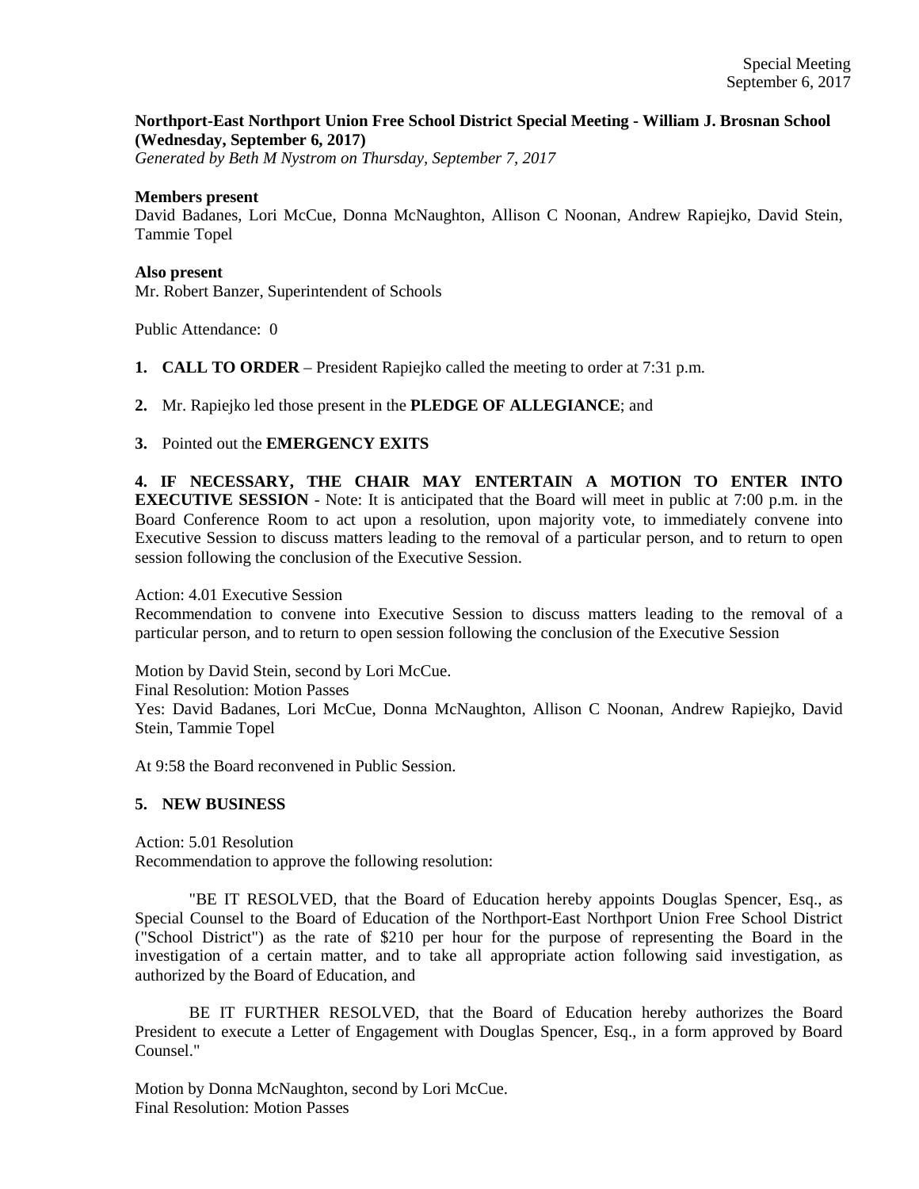**Northport-East Northport Union Free School District Special Meeting - William J. Brosnan School (Wednesday, September 6, 2017)**
*Generated by Beth M Nystrom on Thursday, September 7, 2017*

**Members present**
David Badanes, Lori McCue, Donna McNaughton, Allison C Noonan, Andrew Rapiejko, David Stein, Tammie Topel

**Also present**
Mr. Robert Banzer, Superintendent of Schools

Public Attendance: 0

**1. CALL TO ORDER** – President Rapiejko called the meeting to order at 7:31 p.m.

**2.** Mr. Rapiejko led those present in the **PLEDGE OF ALLEGIANCE**; and

**3.** Pointed out the **EMERGENCY EXITS**

**4. IF NECESSARY, THE CHAIR MAY ENTERTAIN A MOTION TO ENTER INTO EXECUTIVE SESSION** - Note: It is anticipated that the Board will meet in public at 7:00 p.m. in the Board Conference Room to act upon a resolution, upon majority vote, to immediately convene into Executive Session to discuss matters leading to the removal of a particular person, and to return to open session following the conclusion of the Executive Session.

Action: 4.01 Executive Session
Recommendation to convene into Executive Session to discuss matters leading to the removal of a particular person, and to return to open session following the conclusion of the Executive Session

Motion by David Stein, second by Lori McCue.
Final Resolution: Motion Passes
Yes: David Badanes, Lori McCue, Donna McNaughton, Allison C Noonan, Andrew Rapiejko, David Stein, Tammie Topel

At 9:58 the Board reconvened in Public Session.

**5. NEW BUSINESS**

Action: 5.01 Resolution
Recommendation to approve the following resolution:

"BE IT RESOLVED, that the Board of Education hereby appoints Douglas Spencer, Esq., as Special Counsel to the Board of Education of the Northport-East Northport Union Free School District ("School District") as the rate of $210 per hour for the purpose of representing the Board in the investigation of a certain matter, and to take all appropriate action following said investigation, as authorized by the Board of Education, and

BE IT FURTHER RESOLVED, that the Board of Education hereby authorizes the Board President to execute a Letter of Engagement with Douglas Spencer, Esq., in a form approved by Board Counsel."

Motion by Donna McNaughton, second by Lori McCue.
Final Resolution: Motion Passes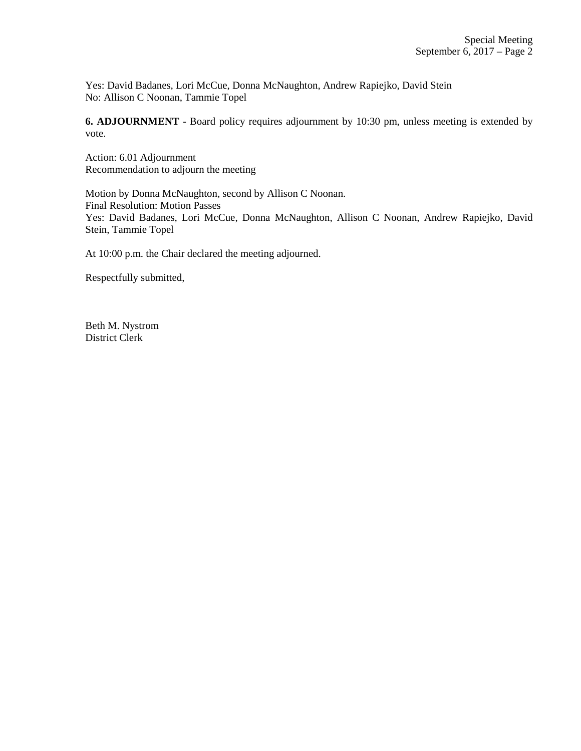Yes: David Badanes, Lori McCue, Donna McNaughton, Andrew Rapiejko, David Stein
No: Allison C Noonan, Tammie Topel

**6. ADJOURNMENT** - Board policy requires adjournment by 10:30 pm, unless meeting is extended by vote.

Action: 6.01 Adjournment
Recommendation to adjourn the meeting

Motion by Donna McNaughton, second by Allison C Noonan.
Final Resolution: Motion Passes
Yes: David Badanes, Lori McCue, Donna McNaughton, Allison C Noonan, Andrew Rapiejko, David Stein, Tammie Topel

At 10:00 p.m. the Chair declared the meeting adjourned.

Respectfully submitted,

Beth M. Nystrom
District Clerk